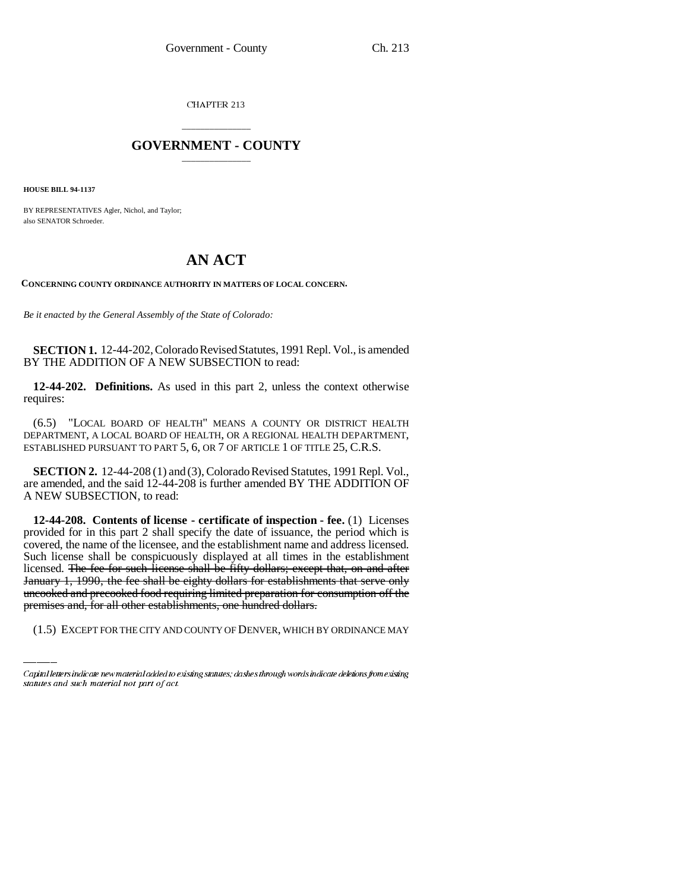CHAPTER 213

## GOVERNMENT - COUNTY

**HOUSE BILL 94-1137**

BY REPRESENTATIVES Agler, Nichol, and Taylor;
also SENATOR Schroeder.

# AN ACT

**CONCERNING COUNTY ORDINANCE AUTHORITY IN MATTERS OF LOCAL CONCERN.**

*Be it enacted by the General Assembly of the State of Colorado:*

**SECTION 1.** 12-44-202, Colorado Revised Statutes, 1991 Repl. Vol., is amended BY THE ADDITION OF A NEW SUBSECTION to read:

**12-44-202. Definitions.** As used in this part 2, unless the context otherwise requires:

(6.5) "LOCAL BOARD OF HEALTH" MEANS A COUNTY OR DISTRICT HEALTH DEPARTMENT, A LOCAL BOARD OF HEALTH, OR A REGIONAL HEALTH DEPARTMENT, ESTABLISHED PURSUANT TO PART 5, 6, OR 7 OF ARTICLE 1 OF TITLE 25, C.R.S.

**SECTION 2.** 12-44-208 (1) and (3), Colorado Revised Statutes, 1991 Repl. Vol., are amended, and the said 12-44-208 is further amended BY THE ADDITION OF A NEW SUBSECTION, to read:

**12-44-208. Contents of license - certificate of inspection - fee.** (1) Licenses provided for in this part 2 shall specify the date of issuance, the period which is covered, the name of the licensee, and the establishment name and address licensed. Such license shall be conspicuously displayed at all times in the establishment licensed. ~~The fee for such license shall be fifty dollars; except that, on and after January 1, 1990, the fee shall be eighty dollars for establishments that serve only uncooked and precooked food requiring limited preparation for consumption off the premises and, for all other establishments, one hundred dollars.~~

(1.5) EXCEPT FOR THE CITY AND COUNTY OF DENVER, WHICH BY ORDINANCE MAY

Capital letters indicate new material added to existing statutes; dashes through words indicate deletions from existing statutes and such material not part of act.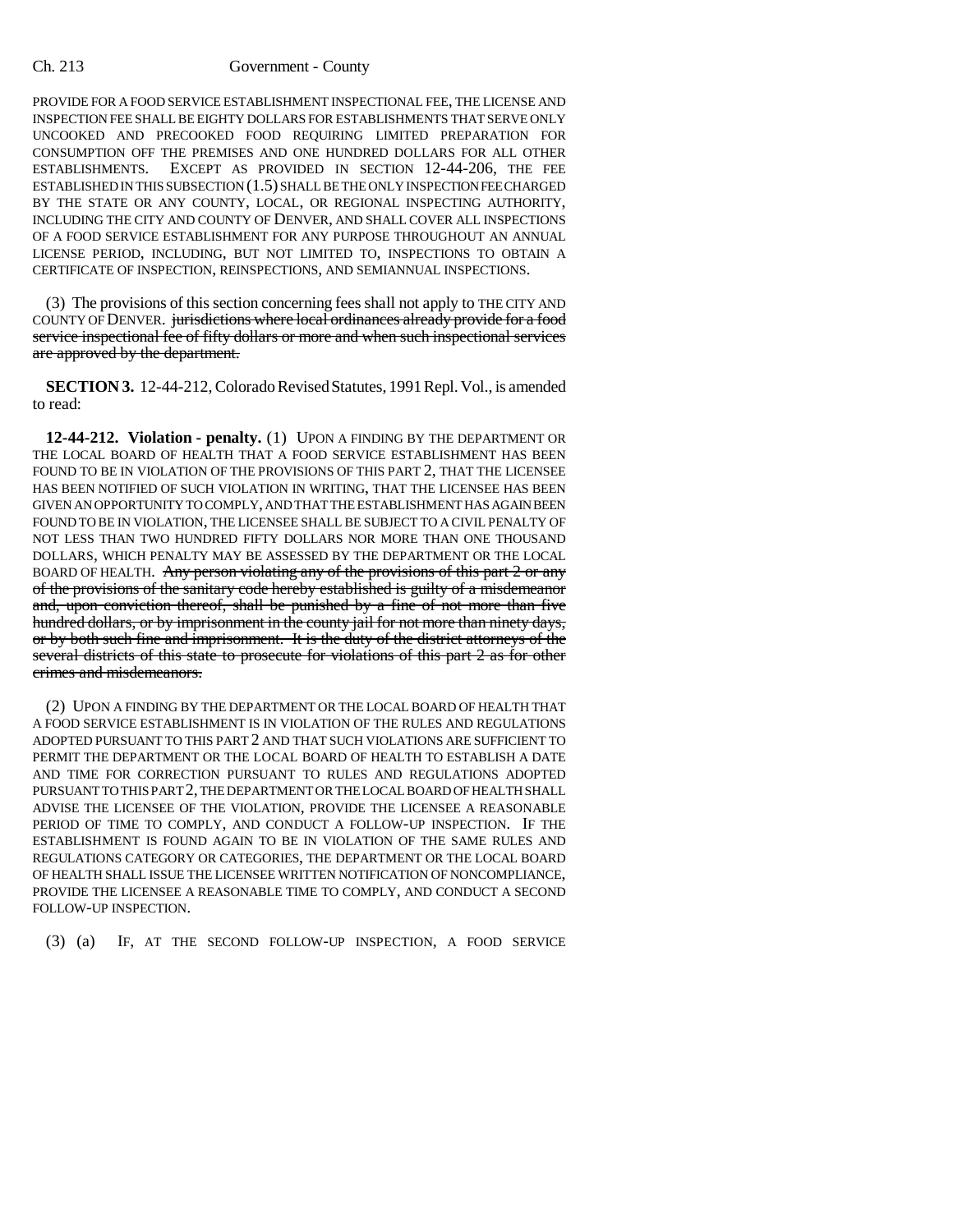PROVIDE FOR A FOOD SERVICE ESTABLISHMENT INSPECTIONAL FEE, THE LICENSE AND INSPECTION FEE SHALL BE EIGHTY DOLLARS FOR ESTABLISHMENTS THAT SERVE ONLY UNCOOKED AND PRECOOKED FOOD REQUIRING LIMITED PREPARATION FOR CONSUMPTION OFF THE PREMISES AND ONE HUNDRED DOLLARS FOR ALL OTHER ESTABLISHMENTS. EXCEPT AS PROVIDED IN SECTION 12-44-206, THE FEE ESTABLISHED IN THIS SUBSECTION (1.5) SHALL BE THE ONLY INSPECTION FEE CHARGED BY THE STATE OR ANY COUNTY, LOCAL, OR REGIONAL INSPECTING AUTHORITY, INCLUDING THE CITY AND COUNTY OF DENVER, AND SHALL COVER ALL INSPECTIONS OF A FOOD SERVICE ESTABLISHMENT FOR ANY PURPOSE THROUGHOUT AN ANNUAL LICENSE PERIOD, INCLUDING, BUT NOT LIMITED TO, INSPECTIONS TO OBTAIN A CERTIFICATE OF INSPECTION, REINSPECTIONS, AND SEMIANNUAL INSPECTIONS.

(3) The provisions of this section concerning fees shall not apply to THE CITY AND COUNTY OF DENVER. ~~jurisdictions where local ordinances already provide for a food service inspectional fee of fifty dollars or more and when such inspectional services are approved by the department.~~

**SECTION 3.** 12-44-212, Colorado Revised Statutes, 1991 Repl. Vol., is amended to read:

**12-44-212. Violation - penalty.** (1) UPON A FINDING BY THE DEPARTMENT OR THE LOCAL BOARD OF HEALTH THAT A FOOD SERVICE ESTABLISHMENT HAS BEEN FOUND TO BE IN VIOLATION OF THE PROVISIONS OF THIS PART 2, THAT THE LICENSEE HAS BEEN NOTIFIED OF SUCH VIOLATION IN WRITING, THAT THE LICENSEE HAS BEEN GIVEN AN OPPORTUNITY TO COMPLY, AND THAT THE ESTABLISHMENT HAS AGAIN BEEN FOUND TO BE IN VIOLATION, THE LICENSEE SHALL BE SUBJECT TO A CIVIL PENALTY OF NOT LESS THAN TWO HUNDRED FIFTY DOLLARS NOR MORE THAN ONE THOUSAND DOLLARS, WHICH PENALTY MAY BE ASSESSED BY THE DEPARTMENT OR THE LOCAL BOARD OF HEALTH. ~~Any person violating any of the provisions of this part 2 or any of the provisions of the sanitary code hereby established is guilty of a misdemeanor and, upon conviction thereof, shall be punished by a fine of not more than five hundred dollars, or by imprisonment in the county jail for not more than ninety days, or by both such fine and imprisonment. It is the duty of the district attorneys of the several districts of this state to prosecute for violations of this part 2 as for other crimes and misdemeanors.~~

(2) UPON A FINDING BY THE DEPARTMENT OR THE LOCAL BOARD OF HEALTH THAT A FOOD SERVICE ESTABLISHMENT IS IN VIOLATION OF THE RULES AND REGULATIONS ADOPTED PURSUANT TO THIS PART 2 AND THAT SUCH VIOLATIONS ARE SUFFICIENT TO PERMIT THE DEPARTMENT OR THE LOCAL BOARD OF HEALTH TO ESTABLISH A DATE AND TIME FOR CORRECTION PURSUANT TO RULES AND REGULATIONS ADOPTED PURSUANT TO THIS PART 2, THE DEPARTMENT OR THE LOCAL BOARD OF HEALTH SHALL ADVISE THE LICENSEE OF THE VIOLATION, PROVIDE THE LICENSEE A REASONABLE PERIOD OF TIME TO COMPLY, AND CONDUCT A FOLLOW-UP INSPECTION. IF THE ESTABLISHMENT IS FOUND AGAIN TO BE IN VIOLATION OF THE SAME RULES AND REGULATIONS CATEGORY OR CATEGORIES, THE DEPARTMENT OR THE LOCAL BOARD OF HEALTH SHALL ISSUE THE LICENSEE WRITTEN NOTIFICATION OF NONCOMPLIANCE, PROVIDE THE LICENSEE A REASONABLE TIME TO COMPLY, AND CONDUCT A SECOND FOLLOW-UP INSPECTION.

(3) (a) IF, AT THE SECOND FOLLOW-UP INSPECTION, A FOOD SERVICE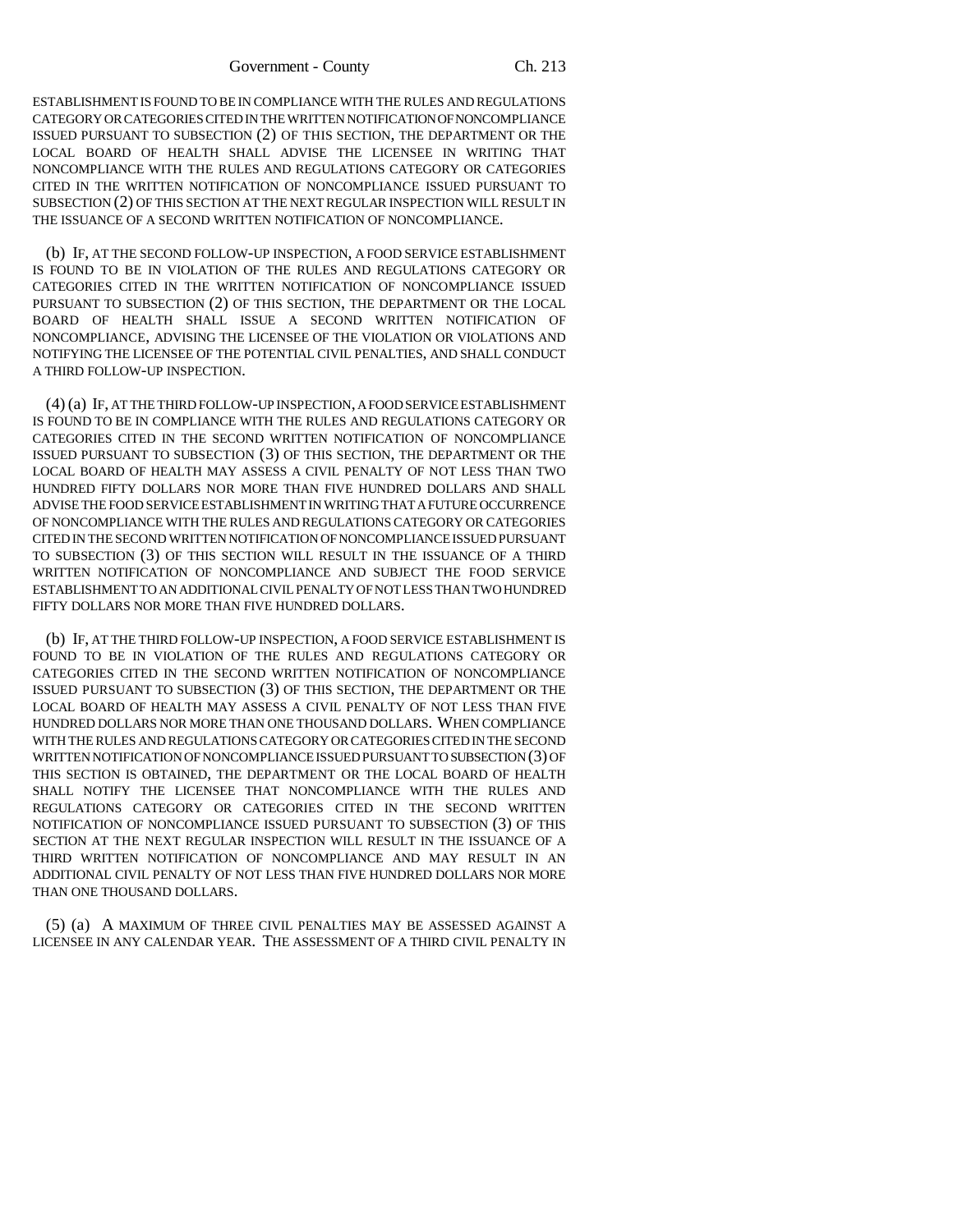ESTABLISHMENT IS FOUND TO BE IN COMPLIANCE WITH THE RULES AND REGULATIONS CATEGORY OR CATEGORIES CITED IN THE WRITTEN NOTIFICATION OF NONCOMPLIANCE ISSUED PURSUANT TO SUBSECTION (2) OF THIS SECTION, THE DEPARTMENT OR THE LOCAL BOARD OF HEALTH SHALL ADVISE THE LICENSEE IN WRITING THAT NONCOMPLIANCE WITH THE RULES AND REGULATIONS CATEGORY OR CATEGORIES CITED IN THE WRITTEN NOTIFICATION OF NONCOMPLIANCE ISSUED PURSUANT TO SUBSECTION (2) OF THIS SECTION AT THE NEXT REGULAR INSPECTION WILL RESULT IN THE ISSUANCE OF A SECOND WRITTEN NOTIFICATION OF NONCOMPLIANCE.

(b) IF, AT THE SECOND FOLLOW-UP INSPECTION, A FOOD SERVICE ESTABLISHMENT IS FOUND TO BE IN VIOLATION OF THE RULES AND REGULATIONS CATEGORY OR CATEGORIES CITED IN THE WRITTEN NOTIFICATION OF NONCOMPLIANCE ISSUED PURSUANT TO SUBSECTION (2) OF THIS SECTION, THE DEPARTMENT OR THE LOCAL BOARD OF HEALTH SHALL ISSUE A SECOND WRITTEN NOTIFICATION OF NONCOMPLIANCE, ADVISING THE LICENSEE OF THE VIOLATION OR VIOLATIONS AND NOTIFYING THE LICENSEE OF THE POTENTIAL CIVIL PENALTIES, AND SHALL CONDUCT A THIRD FOLLOW-UP INSPECTION.

(4) (a) IF, AT THE THIRD FOLLOW-UP INSPECTION, A FOOD SERVICE ESTABLISHMENT IS FOUND TO BE IN COMPLIANCE WITH THE RULES AND REGULATIONS CATEGORY OR CATEGORIES CITED IN THE SECOND WRITTEN NOTIFICATION OF NONCOMPLIANCE ISSUED PURSUANT TO SUBSECTION (3) OF THIS SECTION, THE DEPARTMENT OR THE LOCAL BOARD OF HEALTH MAY ASSESS A CIVIL PENALTY OF NOT LESS THAN TWO HUNDRED FIFTY DOLLARS NOR MORE THAN FIVE HUNDRED DOLLARS AND SHALL ADVISE THE FOOD SERVICE ESTABLISHMENT IN WRITING THAT A FUTURE OCCURRENCE OF NONCOMPLIANCE WITH THE RULES AND REGULATIONS CATEGORY OR CATEGORIES CITED IN THE SECOND WRITTEN NOTIFICATION OF NONCOMPLIANCE ISSUED PURSUANT TO SUBSECTION (3) OF THIS SECTION WILL RESULT IN THE ISSUANCE OF A THIRD WRITTEN NOTIFICATION OF NONCOMPLIANCE AND SUBJECT THE FOOD SERVICE ESTABLISHMENT TO AN ADDITIONAL CIVIL PENALTY OF NOT LESS THAN TWO HUNDRED FIFTY DOLLARS NOR MORE THAN FIVE HUNDRED DOLLARS.

(b) IF, AT THE THIRD FOLLOW-UP INSPECTION, A FOOD SERVICE ESTABLISHMENT IS FOUND TO BE IN VIOLATION OF THE RULES AND REGULATIONS CATEGORY OR CATEGORIES CITED IN THE SECOND WRITTEN NOTIFICATION OF NONCOMPLIANCE ISSUED PURSUANT TO SUBSECTION (3) OF THIS SECTION, THE DEPARTMENT OR THE LOCAL BOARD OF HEALTH MAY ASSESS A CIVIL PENALTY OF NOT LESS THAN FIVE HUNDRED DOLLARS NOR MORE THAN ONE THOUSAND DOLLARS. WHEN COMPLIANCE WITH THE RULES AND REGULATIONS CATEGORY OR CATEGORIES CITED IN THE SECOND WRITTEN NOTIFICATION OF NONCOMPLIANCE ISSUED PURSUANT TO SUBSECTION (3) OF THIS SECTION IS OBTAINED, THE DEPARTMENT OR THE LOCAL BOARD OF HEALTH SHALL NOTIFY THE LICENSEE THAT NONCOMPLIANCE WITH THE RULES AND REGULATIONS CATEGORY OR CATEGORIES CITED IN THE SECOND WRITTEN NOTIFICATION OF NONCOMPLIANCE ISSUED PURSUANT TO SUBSECTION (3) OF THIS SECTION AT THE NEXT REGULAR INSPECTION WILL RESULT IN THE ISSUANCE OF A THIRD WRITTEN NOTIFICATION OF NONCOMPLIANCE AND MAY RESULT IN AN ADDITIONAL CIVIL PENALTY OF NOT LESS THAN FIVE HUNDRED DOLLARS NOR MORE THAN ONE THOUSAND DOLLARS.

(5) (a) A MAXIMUM OF THREE CIVIL PENALTIES MAY BE ASSESSED AGAINST A LICENSEE IN ANY CALENDAR YEAR. THE ASSESSMENT OF A THIRD CIVIL PENALTY IN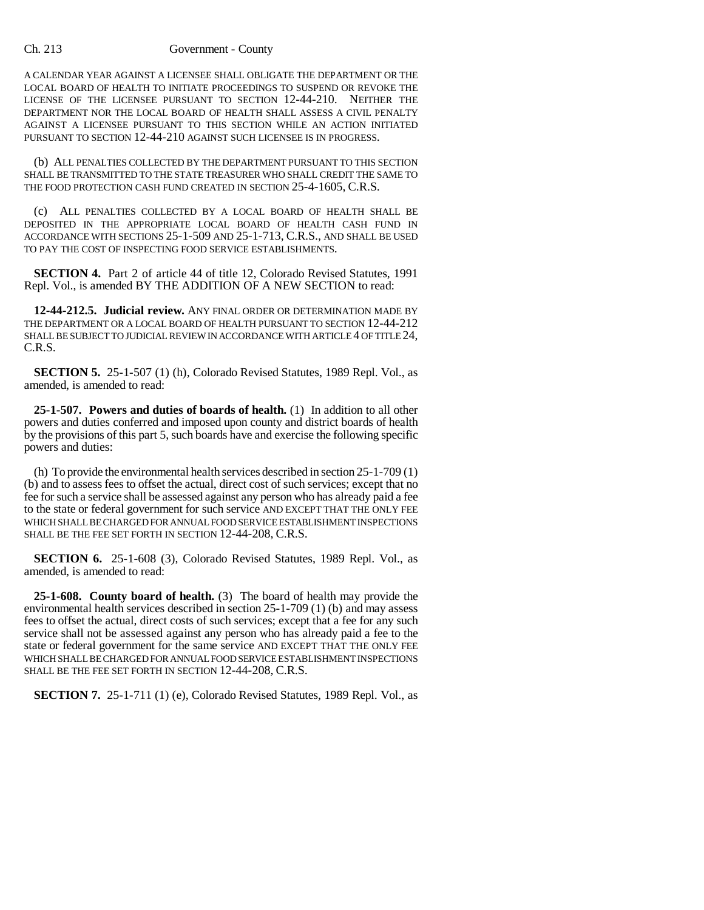A CALENDAR YEAR AGAINST A LICENSEE SHALL OBLIGATE THE DEPARTMENT OR THE LOCAL BOARD OF HEALTH TO INITIATE PROCEEDINGS TO SUSPEND OR REVOKE THE LICENSE OF THE LICENSEE PURSUANT TO SECTION 12-44-210. NEITHER THE DEPARTMENT NOR THE LOCAL BOARD OF HEALTH SHALL ASSESS A CIVIL PENALTY AGAINST A LICENSEE PURSUANT TO THIS SECTION WHILE AN ACTION INITIATED PURSUANT TO SECTION 12-44-210 AGAINST SUCH LICENSEE IS IN PROGRESS.

(b) ALL PENALTIES COLLECTED BY THE DEPARTMENT PURSUANT TO THIS SECTION SHALL BE TRANSMITTED TO THE STATE TREASURER WHO SHALL CREDIT THE SAME TO THE FOOD PROTECTION CASH FUND CREATED IN SECTION 25-4-1605, C.R.S.

(c) ALL PENALTIES COLLECTED BY A LOCAL BOARD OF HEALTH SHALL BE DEPOSITED IN THE APPROPRIATE LOCAL BOARD OF HEALTH CASH FUND IN ACCORDANCE WITH SECTIONS 25-1-509 AND 25-1-713, C.R.S., AND SHALL BE USED TO PAY THE COST OF INSPECTING FOOD SERVICE ESTABLISHMENTS.

**SECTION 4.** Part 2 of article 44 of title 12, Colorado Revised Statutes, 1991 Repl. Vol., is amended BY THE ADDITION OF A NEW SECTION to read:

**12-44-212.5. Judicial review.** ANY FINAL ORDER OR DETERMINATION MADE BY THE DEPARTMENT OR A LOCAL BOARD OF HEALTH PURSUANT TO SECTION 12-44-212 SHALL BE SUBJECT TO JUDICIAL REVIEW IN ACCORDANCE WITH ARTICLE 4 OF TITLE 24, C.R.S.

**SECTION 5.** 25-1-507 (1) (h), Colorado Revised Statutes, 1989 Repl. Vol., as amended, is amended to read:

**25-1-507. Powers and duties of boards of health.** (1) In addition to all other powers and duties conferred and imposed upon county and district boards of health by the provisions of this part 5, such boards have and exercise the following specific powers and duties:

(h) To provide the environmental health services described in section 25-1-709 (1) (b) and to assess fees to offset the actual, direct cost of such services; except that no fee for such a service shall be assessed against any person who has already paid a fee to the state or federal government for such service AND EXCEPT THAT THE ONLY FEE WHICH SHALL BE CHARGED FOR ANNUAL FOOD SERVICE ESTABLISHMENT INSPECTIONS SHALL BE THE FEE SET FORTH IN SECTION 12-44-208, C.R.S.

**SECTION 6.** 25-1-608 (3), Colorado Revised Statutes, 1989 Repl. Vol., as amended, is amended to read:

**25-1-608. County board of health.** (3) The board of health may provide the environmental health services described in section 25-1-709 (1) (b) and may assess fees to offset the actual, direct costs of such services; except that a fee for any such service shall not be assessed against any person who has already paid a fee to the state or federal government for the same service AND EXCEPT THAT THE ONLY FEE WHICH SHALL BE CHARGED FOR ANNUAL FOOD SERVICE ESTABLISHMENT INSPECTIONS SHALL BE THE FEE SET FORTH IN SECTION 12-44-208, C.R.S.

**SECTION 7.** 25-1-711 (1) (e), Colorado Revised Statutes, 1989 Repl. Vol., as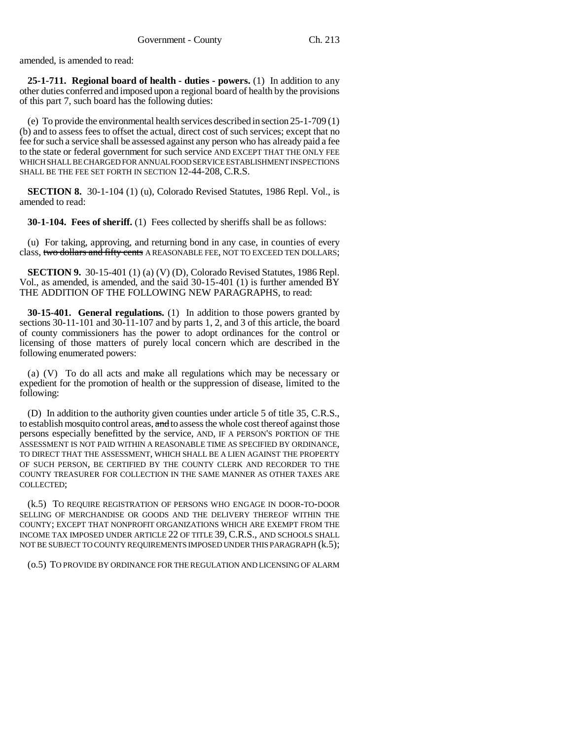amended, is amended to read:

**25-1-711. Regional board of health - duties - powers.** (1) In addition to any other duties conferred and imposed upon a regional board of health by the provisions of this part 7, such board has the following duties:

(e) To provide the environmental health services described in section 25-1-709 (1) (b) and to assess fees to offset the actual, direct cost of such services; except that no fee for such a service shall be assessed against any person who has already paid a fee to the state or federal government for such service AND EXCEPT THAT THE ONLY FEE WHICH SHALL BE CHARGED FOR ANNUAL FOOD SERVICE ESTABLISHMENT INSPECTIONS SHALL BE THE FEE SET FORTH IN SECTION 12-44-208, C.R.S.

**SECTION 8.** 30-1-104 (1) (u), Colorado Revised Statutes, 1986 Repl. Vol., is amended to read:

**30-1-104. Fees of sheriff.** (1) Fees collected by sheriffs shall be as follows:

(u) For taking, approving, and returning bond in any case, in counties of every class, ~~two dollars and fifty cents~~ A REASONABLE FEE, NOT TO EXCEED TEN DOLLARS;

**SECTION 9.** 30-15-401 (1) (a) (V) (D), Colorado Revised Statutes, 1986 Repl. Vol., as amended, is amended, and the said 30-15-401 (1) is further amended BY THE ADDITION OF THE FOLLOWING NEW PARAGRAPHS, to read:

**30-15-401. General regulations.** (1) In addition to those powers granted by sections 30-11-101 and 30-11-107 and by parts 1, 2, and 3 of this article, the board of county commissioners has the power to adopt ordinances for the control or licensing of those matters of purely local concern which are described in the following enumerated powers:

(a) (V) To do all acts and make all regulations which may be necessary or expedient for the promotion of health or the suppression of disease, limited to the following:

(D) In addition to the authority given counties under article 5 of title 35, C.R.S., to establish mosquito control areas, ~~and~~ to assess the whole cost thereof against those persons especially benefitted by the service, AND, IF A PERSON'S PORTION OF THE ASSESSMENT IS NOT PAID WITHIN A REASONABLE TIME AS SPECIFIED BY ORDINANCE, TO DIRECT THAT THE ASSESSMENT, WHICH SHALL BE A LIEN AGAINST THE PROPERTY OF SUCH PERSON, BE CERTIFIED BY THE COUNTY CLERK AND RECORDER TO THE COUNTY TREASURER FOR COLLECTION IN THE SAME MANNER AS OTHER TAXES ARE COLLECTED;

(k.5) TO REQUIRE REGISTRATION OF PERSONS WHO ENGAGE IN DOOR-TO-DOOR SELLING OF MERCHANDISE OR GOODS AND THE DELIVERY THEREOF WITHIN THE COUNTY; EXCEPT THAT NONPROFIT ORGANIZATIONS WHICH ARE EXEMPT FROM THE INCOME TAX IMPOSED UNDER ARTICLE 22 OF TITLE 39, C.R.S., AND SCHOOLS SHALL NOT BE SUBJECT TO COUNTY REQUIREMENTS IMPOSED UNDER THIS PARAGRAPH (k.5);

(o.5) TO PROVIDE BY ORDINANCE FOR THE REGULATION AND LICENSING OF ALARM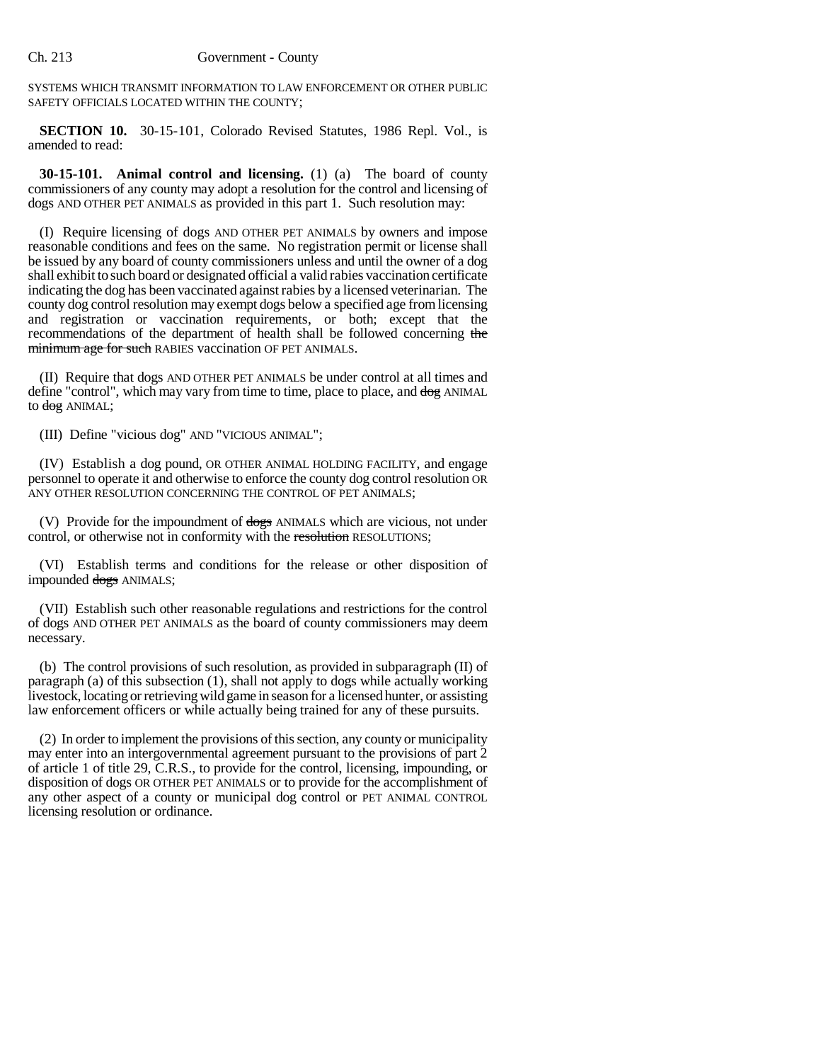SYSTEMS WHICH TRANSMIT INFORMATION TO LAW ENFORCEMENT OR OTHER PUBLIC SAFETY OFFICIALS LOCATED WITHIN THE COUNTY;

**SECTION 10.** 30-15-101, Colorado Revised Statutes, 1986 Repl. Vol., is amended to read:

**30-15-101. Animal control and licensing.** (1) (a) The board of county commissioners of any county may adopt a resolution for the control and licensing of dogs AND OTHER PET ANIMALS as provided in this part 1. Such resolution may:

(I) Require licensing of dogs AND OTHER PET ANIMALS by owners and impose reasonable conditions and fees on the same. No registration permit or license shall be issued by any board of county commissioners unless and until the owner of a dog shall exhibit to such board or designated official a valid rabies vaccination certificate indicating the dog has been vaccinated against rabies by a licensed veterinarian. The county dog control resolution may exempt dogs below a specified age from licensing and registration or vaccination requirements, or both; except that the recommendations of the department of health shall be followed concerning ~~the minimum age for such~~ RABIES vaccination OF PET ANIMALS.

(II) Require that dogs AND OTHER PET ANIMALS be under control at all times and define "control", which may vary from time to time, place to place, and ~~dog~~ ANIMAL to ~~dog~~ ANIMAL;

(III) Define "vicious dog" AND "VICIOUS ANIMAL";

(IV) Establish a dog pound, OR OTHER ANIMAL HOLDING FACILITY, and engage personnel to operate it and otherwise to enforce the county dog control resolution OR ANY OTHER RESOLUTION CONCERNING THE CONTROL OF PET ANIMALS;

(V) Provide for the impoundment of ~~dogs~~ ANIMALS which are vicious, not under control, or otherwise not in conformity with the ~~resolution~~ RESOLUTIONS;

(VI) Establish terms and conditions for the release or other disposition of impounded ~~dogs~~ ANIMALS;

(VII) Establish such other reasonable regulations and restrictions for the control of dogs AND OTHER PET ANIMALS as the board of county commissioners may deem necessary.

(b) The control provisions of such resolution, as provided in subparagraph (II) of paragraph (a) of this subsection (1), shall not apply to dogs while actually working livestock, locating or retrieving wild game in season for a licensed hunter, or assisting law enforcement officers or while actually being trained for any of these pursuits.

(2) In order to implement the provisions of this section, any county or municipality may enter into an intergovernmental agreement pursuant to the provisions of part 2 of article 1 of title 29, C.R.S., to provide for the control, licensing, impounding, or disposition of dogs OR OTHER PET ANIMALS or to provide for the accomplishment of any other aspect of a county or municipal dog control or PET ANIMAL CONTROL licensing resolution or ordinance.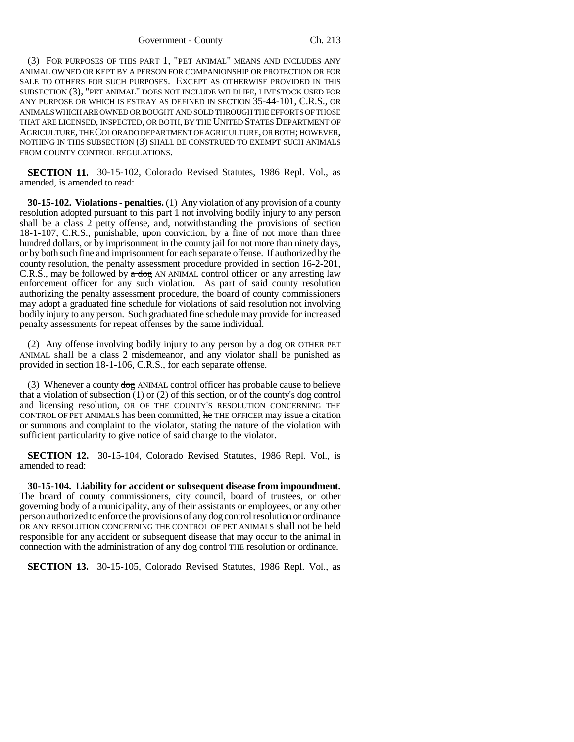(3) FOR PURPOSES OF THIS PART 1, "PET ANIMAL" MEANS AND INCLUDES ANY ANIMAL OWNED OR KEPT BY A PERSON FOR COMPANIONSHIP OR PROTECTION OR FOR SALE TO OTHERS FOR SUCH PURPOSES. EXCEPT AS OTHERWISE PROVIDED IN THIS SUBSECTION (3), "PET ANIMAL" DOES NOT INCLUDE WILDLIFE, LIVESTOCK USED FOR ANY PURPOSE OR WHICH IS ESTRAY AS DEFINED IN SECTION 35-44-101, C.R.S., OR ANIMALS WHICH ARE OWNED OR BOUGHT AND SOLD THROUGH THE EFFORTS OF THOSE THAT ARE LICENSED, INSPECTED, OR BOTH, BY THE UNITED STATES DEPARTMENT OF AGRICULTURE, THE COLORADO DEPARTMENT OF AGRICULTURE, OR BOTH; HOWEVER, NOTHING IN THIS SUBSECTION (3) SHALL BE CONSTRUED TO EXEMPT SUCH ANIMALS FROM COUNTY CONTROL REGULATIONS.

**SECTION 11.** 30-15-102, Colorado Revised Statutes, 1986 Repl. Vol., as amended, is amended to read:

**30-15-102. Violations - penalties.** (1) Any violation of any provision of a county resolution adopted pursuant to this part 1 not involving bodily injury to any person shall be a class 2 petty offense, and, notwithstanding the provisions of section 18-1-107, C.R.S., punishable, upon conviction, by a fine of not more than three hundred dollars, or by imprisonment in the county jail for not more than ninety days, or by both such fine and imprisonment for each separate offense. If authorized by the county resolution, the penalty assessment procedure provided in section 16-2-201, C.R.S., may be followed by ~~a dog~~ AN ANIMAL control officer or any arresting law enforcement officer for any such violation. As part of said county resolution authorizing the penalty assessment procedure, the board of county commissioners may adopt a graduated fine schedule for violations of said resolution not involving bodily injury to any person. Such graduated fine schedule may provide for increased penalty assessments for repeat offenses by the same individual.

(2) Any offense involving bodily injury to any person by a dog OR OTHER PET ANIMAL shall be a class 2 misdemeanor, and any violator shall be punished as provided in section 18-1-106, C.R.S., for each separate offense.

(3) Whenever a county ~~dog~~ ANIMAL control officer has probable cause to believe that a violation of subsection (1) or (2) of this section, ~~or~~ of the county's dog control and licensing resolution, OR OF THE COUNTY'S RESOLUTION CONCERNING THE CONTROL OF PET ANIMALS has been committed, ~~he~~ THE OFFICER may issue a citation or summons and complaint to the violator, stating the nature of the violation with sufficient particularity to give notice of said charge to the violator.

**SECTION 12.** 30-15-104, Colorado Revised Statutes, 1986 Repl. Vol., is amended to read:

**30-15-104. Liability for accident or subsequent disease from impoundment.** The board of county commissioners, city council, board of trustees, or other governing body of a municipality, any of their assistants or employees, or any other person authorized to enforce the provisions of any dog control resolution or ordinance OR ANY RESOLUTION CONCERNING THE CONTROL OF PET ANIMALS shall not be held responsible for any accident or subsequent disease that may occur to the animal in connection with the administration of ~~any dog control~~ THE resolution or ordinance.

**SECTION 13.** 30-15-105, Colorado Revised Statutes, 1986 Repl. Vol., as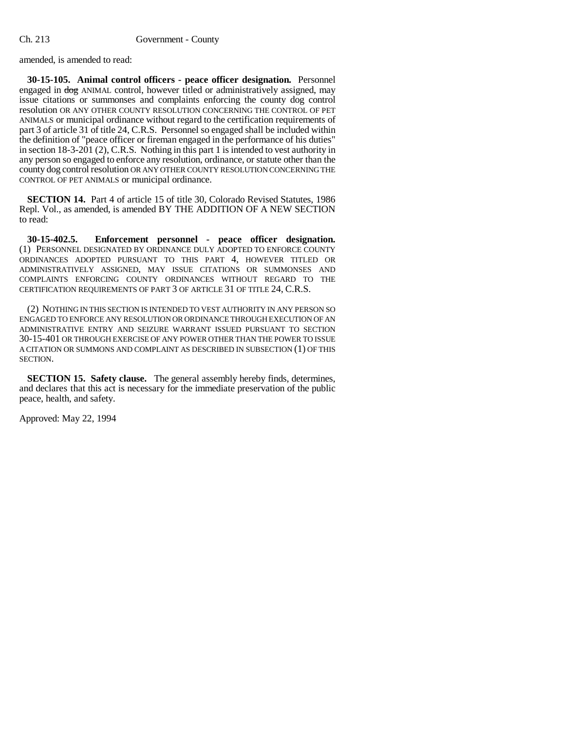amended, is amended to read:

**30-15-105. Animal control officers - peace officer designation.** Personnel engaged in ~~dog~~ ANIMAL control, however titled or administratively assigned, may issue citations or summonses and complaints enforcing the county dog control resolution OR ANY OTHER COUNTY RESOLUTION CONCERNING THE CONTROL OF PET ANIMALS or municipal ordinance without regard to the certification requirements of part 3 of article 31 of title 24, C.R.S. Personnel so engaged shall be included within the definition of "peace officer or fireman engaged in the performance of his duties" in section 18-3-201 (2), C.R.S. Nothing in this part 1 is intended to vest authority in any person so engaged to enforce any resolution, ordinance, or statute other than the county dog control resolution OR ANY OTHER COUNTY RESOLUTION CONCERNING THE CONTROL OF PET ANIMALS or municipal ordinance.

**SECTION 14.** Part 4 of article 15 of title 30, Colorado Revised Statutes, 1986 Repl. Vol., as amended, is amended BY THE ADDITION OF A NEW SECTION to read:

**30-15-402.5. Enforcement personnel - peace officer designation.** (1) PERSONNEL DESIGNATED BY ORDINANCE DULY ADOPTED TO ENFORCE COUNTY ORDINANCES ADOPTED PURSUANT TO THIS PART 4, HOWEVER TITLED OR ADMINISTRATIVELY ASSIGNED, MAY ISSUE CITATIONS OR SUMMONSES AND COMPLAINTS ENFORCING COUNTY ORDINANCES WITHOUT REGARD TO THE CERTIFICATION REQUIREMENTS OF PART 3 OF ARTICLE 31 OF TITLE 24, C.R.S.

(2) NOTHING IN THIS SECTION IS INTENDED TO VEST AUTHORITY IN ANY PERSON SO ENGAGED TO ENFORCE ANY RESOLUTION OR ORDINANCE THROUGH EXECUTION OF AN ADMINISTRATIVE ENTRY AND SEIZURE WARRANT ISSUED PURSUANT TO SECTION 30-15-401 OR THROUGH EXERCISE OF ANY POWER OTHER THAN THE POWER TO ISSUE A CITATION OR SUMMONS AND COMPLAINT AS DESCRIBED IN SUBSECTION (1) OF THIS SECTION.

**SECTION 15. Safety clause.** The general assembly hereby finds, determines, and declares that this act is necessary for the immediate preservation of the public peace, health, and safety.

Approved: May 22, 1994